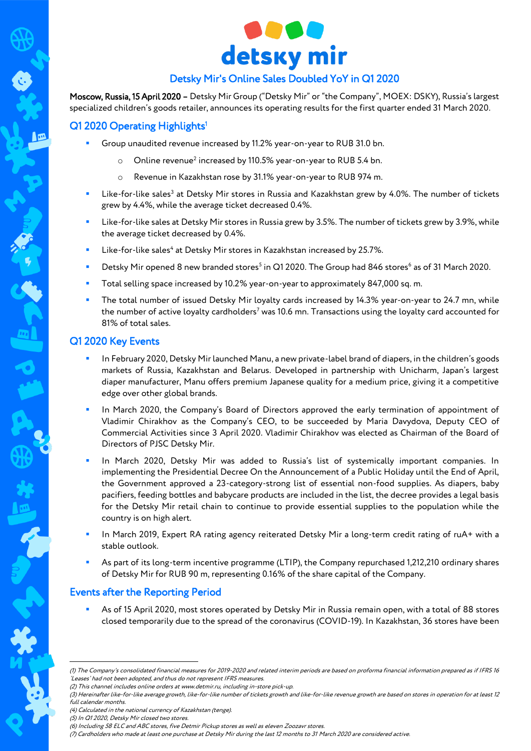# detsky mir

## Detsky Mir's Online Sales Doubled YoY in Q1 2020

**Moscow, Russia, 15 April 2020 –** Detsky Mir Group ("Detsky Mir" or "the Company", MOEX: DSKY), Russia's largest specialized children's goods retailer, announces its operating results for the first quarter ended 31 March 2020.

## Q1 2020 Operating Highlights[1]

- Group unaudited revenue increased by 11.2% year-on-year to RUB 31.0 bn.
  - Online revenue[2] increased by 110.5% year-on-year to RUB 5.4 bn.
  - Revenue in Kazakhstan rose by 31.1% year-on-year to RUB 974 m.
- Like-for-like sales[3] at Detsky Mir stores in Russia and Kazakhstan grew by 4.0%. The number of tickets grew by 4.4%, while the average ticket decreased 0.4%.
- Like-for-like sales at Detsky Mir stores in Russia grew by 3.5%. The number of tickets grew by 3.9%, while the average ticket decreased by 0.4%.
- Like-for-like sales[4] at Detsky Mir stores in Kazakhstan increased by 25.7%.
- Detsky Mir opened 8 new branded stores[5] in Q1 2020. The Group had 846 stores[6] as of 31 March 2020.
- Total selling space increased by 10.2% year-on-year to approximately 847,000 sq. m.
- The total number of issued Detsky Mir loyalty cards increased by 14.3% year-on-year to 24.7 mn, while the number of active loyalty cardholders[7] was 10.6 mn. Transactions using the loyalty card accounted for 81% of total sales.

## Q1 2020 Key Events

- In February 2020, Detsky Mir launched Manu, a new private-label brand of diapers, in the children's goods markets of Russia, Kazakhstan and Belarus. Developed in partnership with Unicharm, Japan's largest diaper manufacturer, Manu offers premium Japanese quality for a medium price, giving it a competitive edge over other global brands.
- In March 2020, the Company's Board of Directors approved the early termination of appointment of Vladimir Chirakhov as the Company's CEO, to be succeeded by Maria Davydova, Deputy CEO of Commercial Activities since 3 April 2020. Vladimir Chirakhov was elected as Chairman of the Board of Directors of PJSC Detsky Mir.
- In March 2020, Detsky Mir was added to Russia's list of systemically important companies. In implementing the Presidential Decree On the Announcement of a Public Holiday until the End of April, the Government approved a 23-category-strong list of essential non-food supplies. As diapers, baby pacifiers, feeding bottles and babycare products are included in the list, the decree provides a legal basis for the Detsky Mir retail chain to continue to provide essential supplies to the population while the country is on high alert.
- In March 2019, Expert RA rating agency reiterated Detsky Mir a long-term credit rating of ruA+ with a stable outlook.
- As part of its long-term incentive programme (LTIP), the Company repurchased 1,212,210 ordinary shares of Detsky Mir for RUB 90 m, representing 0.16% of the share capital of the Company.

## Events after the Reporting Period

- As of 15 April 2020, most stores operated by Detsky Mir in Russia remain open, with a total of 88 stores closed temporarily due to the spread of the coronavirus (COVID-19). In Kazakhstan, 36 stores have been

---

*(1) The Company's consolidated financial measures for 2019-2020 and related interim periods are based on proforma financial information prepared as if IFRS 16 'Leases' had not been adopted, and thus do not represent IFRS measures.*
*(2) This channel includes online orders at www.detmir.ru, including in-store pick-up.*
*(3) Hereinafter like-for-like average growth, like-for-like number of tickets growth and like-for-like revenue growth are based on stores in operation for at least 12 full calendar months.*
*(4) Calculated in the national currency of Kazakhstan (tenge).*
*(5) In Q1 2020, Detsky Mir closed two stores.*
*(6) Including 58 ELC and ABC stores, five Detmir Pickup stores as well as eleven Zoozavr stores.*
*(7) Cardholders who made at least one purchase at Detsky Mir during the last 12 months to 31 March 2020 are considered active.*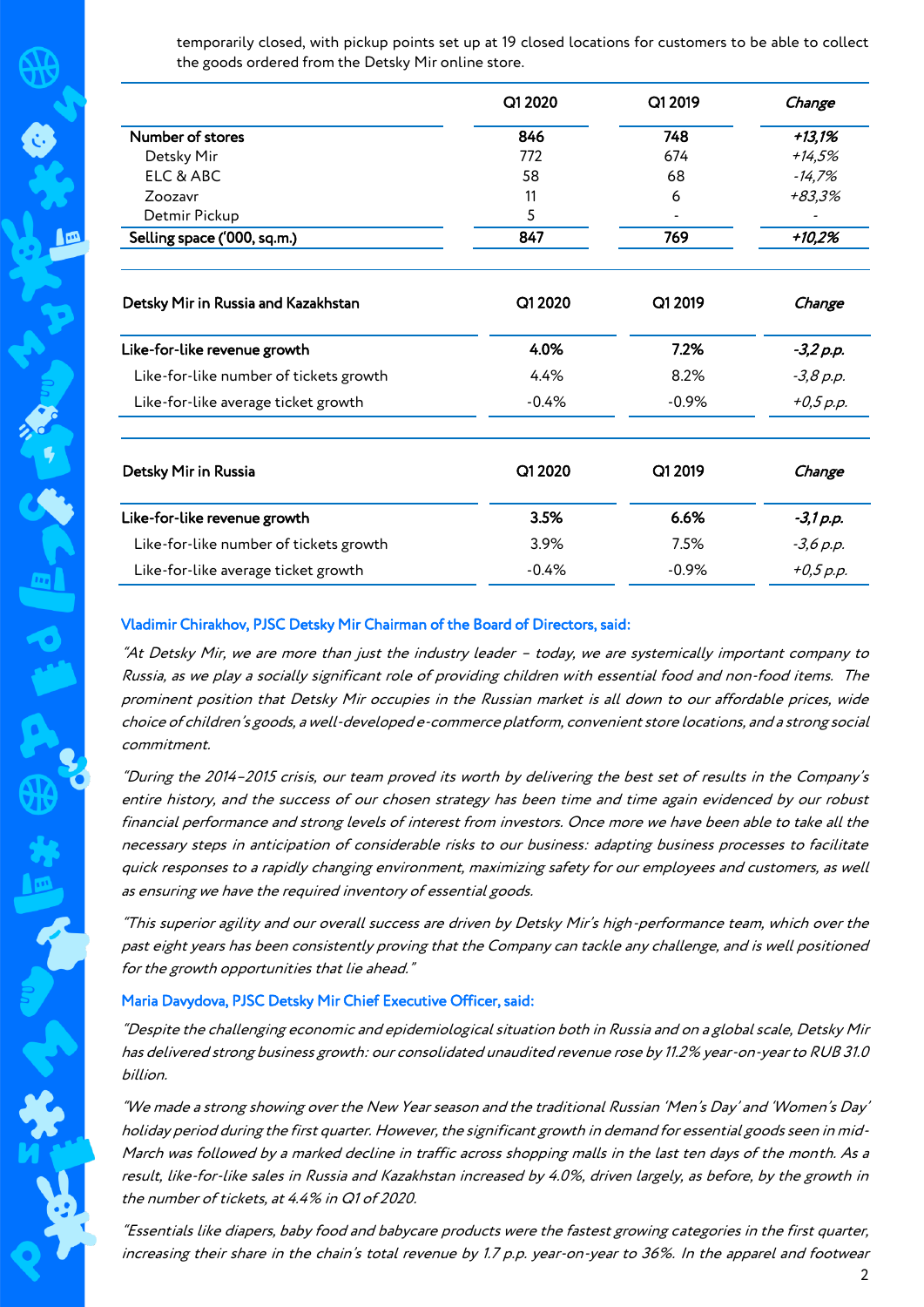temporarily closed, with pickup points set up at 19 closed locations for customers to be able to collect the goods ordered from the Detsky Mir online store.

| | Q1 2020 | Q1 2019 | *Change* |
|---|---|---|---|
| **Number of stores** | **846** | **748** | ***+13,1%*** |
| Detsky Mir | 772 | 674 | *+14,5%* |
| ELC & ABC | 58 | 68 | *-14,7%* |
| Zoozavr | 11 | 6 | *+83,3%* |
| Detmir Pickup | 5 | - | - |
| **Selling space ('000, sq.m.)** | **847** | **769** | ***+10,2%*** |

| Detsky Mir in Russia and Kazakhstan | Q1 2020 | Q1 2019 | *Change* |
|---|---|---|---|
| **Like-for-like revenue growth** | **4.0%** | **7.2%** | ***-3,2 p.p.*** |
| Like-for-like number of tickets growth | 4.4% | 8.2% | *-3,8 p.p.* |
| Like-for-like average ticket growth | -0.4% | -0.9% | *+0,5 p.p.* |

| Detsky Mir in Russia | Q1 2020 | Q1 2019 | *Change* |
|---|---|---|---|
| **Like-for-like revenue growth** | **3.5%** | **6.6%** | ***-3,1 p.p.*** |
| Like-for-like number of tickets growth | 3.9% | 7.5% | *-3,6 p.p.* |
| Like-for-like average ticket growth | -0.4% | -0.9% | *+0,5 p.p.* |

**Vladimir Chirakhov, PJSC Detsky Mir Chairman of the Board of Directors, said:**

*"At Detsky Mir, we are more than just the industry leader – today, we are systemically important company to Russia, as we play a socially significant role of providing children with essential food and non-food items. The prominent position that Detsky Mir occupies in the Russian market is all down to our affordable prices, wide choice of children's goods, a well-developed e-commerce platform, convenient store locations, and a strong social commitment.*

*"During the 2014–2015 crisis, our team proved its worth by delivering the best set of results in the Company's entire history, and the success of our chosen strategy has been time and time again evidenced by our robust financial performance and strong levels of interest from investors. Once more we have been able to take all the necessary steps in anticipation of considerable risks to our business: adapting business processes to facilitate quick responses to a rapidly changing environment, maximizing safety for our employees and customers, as well as ensuring we have the required inventory of essential goods.*

*"This superior agility and our overall success are driven by Detsky Mir's high-performance team, which over the past eight years has been consistently proving that the Company can tackle any challenge, and is well positioned for the growth opportunities that lie ahead."*

**Maria Davydova, PJSC Detsky Mir Chief Executive Officer, said:**

*"Despite the challenging economic and epidemiological situation both in Russia and on a global scale, Detsky Mir has delivered strong business growth: our consolidated unaudited revenue rose by 11.2% year-on-year to RUB 31.0 billion.*

*"We made a strong showing over the New Year season and the traditional Russian 'Men's Day' and 'Women's Day' holiday period during the first quarter. However, the significant growth in demand for essential goods seen in mid-March was followed by a marked decline in traffic across shopping malls in the last ten days of the month. As a result, like-for-like sales in Russia and Kazakhstan increased by 4.0%, driven largely, as before, by the growth in the number of tickets, at 4.4% in Q1 of 2020.*

*"Essentials like diapers, baby food and babycare products were the fastest growing categories in the first quarter, increasing their share in the chain's total revenue by 1.7 p.p. year-on-year to 36%. In the apparel and footwear*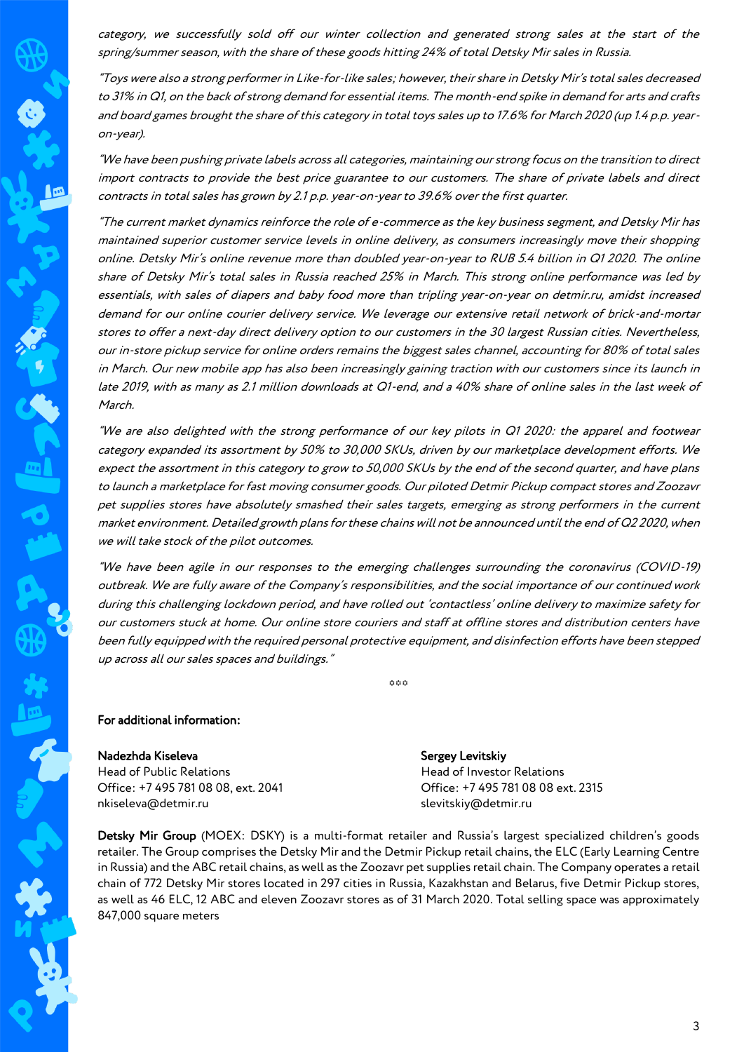*category, we successfully sold off our winter collection and generated strong sales at the start of the spring/summer season, with the share of these goods hitting 24% of total Detsky Mir sales in Russia.*

*"Toys were also a strong performer in Like-for-like sales; however, their share in Detsky Mir's total sales decreased to 31% in Q1, on the back of strong demand for essential items. The month-end spike in demand for arts and crafts and board games brought the share of this category in total toys sales up to 17.6% for March 2020 (up 1.4 p.p. year-on-year).*

*"We have been pushing private labels across all categories, maintaining our strong focus on the transition to direct import contracts to provide the best price guarantee to our customers. The share of private labels and direct contracts in total sales has grown by 2.1 p.p. year-on-year to 39.6% over the first quarter.*

*"The current market dynamics reinforce the role of e-commerce as the key business segment, and Detsky Mir has maintained superior customer service levels in online delivery, as consumers increasingly move their shopping online. Detsky Mir's online revenue more than doubled year-on-year to RUB 5.4 billion in Q1 2020. The online share of Detsky Mir's total sales in Russia reached 25% in March. This strong online performance was led by essentials, with sales of diapers and baby food more than tripling year-on-year on detmir.ru, amidst increased demand for our online courier delivery service. We leverage our extensive retail network of brick-and-mortar stores to offer a next-day direct delivery option to our customers in the 30 largest Russian cities. Nevertheless, our in-store pickup service for online orders remains the biggest sales channel, accounting for 80% of total sales in March. Our new mobile app has also been increasingly gaining traction with our customers since its launch in late 2019, with as many as 2.1 million downloads at Q1-end, and a 40% share of online sales in the last week of March.*

*"We are also delighted with the strong performance of our key pilots in Q1 2020: the apparel and footwear category expanded its assortment by 50% to 30,000 SKUs, driven by our marketplace development efforts. We expect the assortment in this category to grow to 50,000 SKUs by the end of the second quarter, and have plans to launch a marketplace for fast moving consumer goods. Our piloted Detmir Pickup compact stores and Zoozavr pet supplies stores have absolutely smashed their sales targets, emerging as strong performers in the current market environment. Detailed growth plans for these chains will not be announced until the end of Q2 2020, when we will take stock of the pilot outcomes.*

*"We have been agile in our responses to the emerging challenges surrounding the coronavirus (COVID-19) outbreak. We are fully aware of the Company's responsibilities, and the social importance of our continued work during this challenging lockdown period, and have rolled out 'contactless' online delivery to maximize safety for our customers stuck at home. Our online store couriers and staff at offline stores and distribution centers have been fully equipped with the required personal protective equipment, and disinfection efforts have been stepped up across all our sales spaces and buildings."*

***

**For additional information:**

**Nadezhda Kiseleva**
Head of Public Relations
Office: +7 495 781 08 08, ext. 2041
nkiseleva@detmir.ru

**Sergey Levitskiy**
Head of Investor Relations
Office: +7 495 781 08 08 ext. 2315
slevitskiy@detmir.ru

**Detsky Mir Group** (MOEX: DSKY) is a multi-format retailer and Russia's largest specialized children's goods retailer. The Group comprises the Detsky Mir and the Detmir Pickup retail chains, the ELC (Early Learning Centre in Russia) and the ABC retail chains, as well as the Zoozavr pet supplies retail chain. The Company operates a retail chain of 772 Detsky Mir stores located in 297 cities in Russia, Kazakhstan and Belarus, five Detmir Pickup stores, as well as 46 ELC, 12 ABC and eleven Zoozavr stores as of 31 March 2020. Total selling space was approximately 847,000 square meters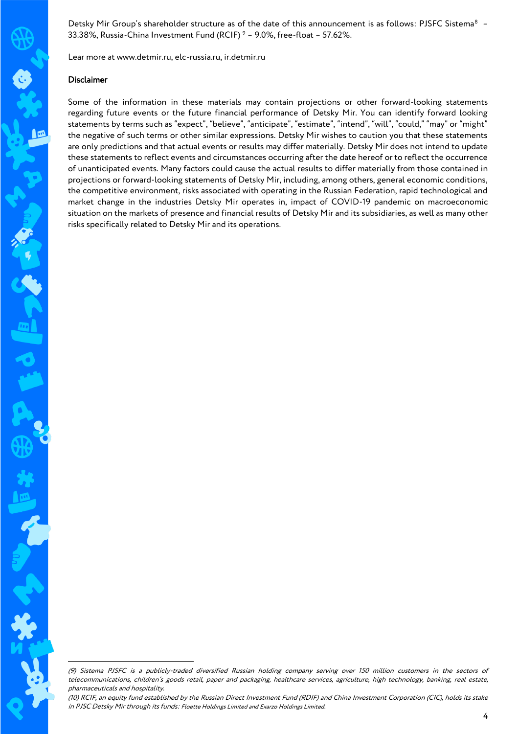Detsky Mir Group's shareholder structure as of the date of this announcement is as follows: PJSFC Sistema[8] – 33.38%, Russia-China Investment Fund (RCIF) [9] – 9.0%, free-float – 57.62%.

Lear more at www.detmir.ru, elc-russia.ru, ir.detmir.ru

**Disclaimer**

Some of the information in these materials may contain projections or other forward-looking statements regarding future events or the future financial performance of Detsky Mir. You can identify forward looking statements by terms such as "expect", "believe", "anticipate", "estimate", "intend", "will", "could," "may" or "might" the negative of such terms or other similar expressions. Detsky Mir wishes to caution you that these statements are only predictions and that actual events or results may differ materially. Detsky Mir does not intend to update these statements to reflect events and circumstances occurring after the date hereof or to reflect the occurrence of unanticipated events. Many factors could cause the actual results to differ materially from those contained in projections or forward-looking statements of Detsky Mir, including, among others, general economic conditions, the competitive environment, risks associated with operating in the Russian Federation, rapid technological and market change in the industries Detsky Mir operates in, impact of COVID-19 pandemic on macroeconomic situation on the markets of presence and financial results of Detsky Mir and its subsidiaries, as well as many other risks specifically related to Detsky Mir and its operations.

---

*(9) Sistema PJSFC is a publicly-traded diversified Russian holding company serving over 150 million customers in the sectors of telecommunications, children's goods retail, paper and packaging, healthcare services, agriculture, high technology, banking, real estate, pharmaceuticals and hospitality.*

*(10) RCIF, an equity fund established by the Russian Direct Investment Fund (RDIF) and China Investment Corporation (CIC), holds its stake in PJSC Detsky Mir through its funds: Floette Holdings Limited and Exarzo Holdings Limited.*